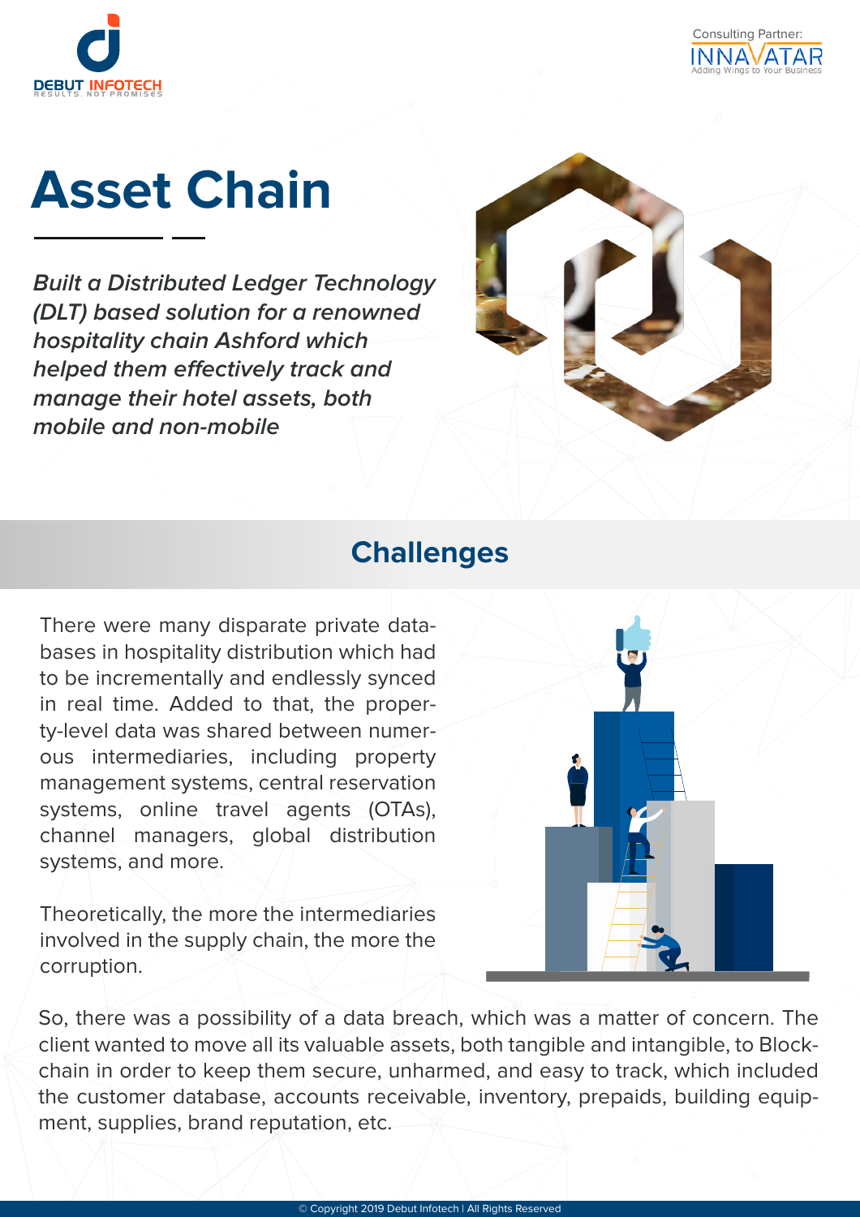DEBUT INFOTECH
RESULTS, NOT PROMISES

Consulting Partner:
INNAVATAR
Adding Wings to Your Business

# Asset Chain

***Built a Distributed Ledger Technology (DLT) based solution for a renowned hospitality chain Ashford which helped them effectively track and manage their hotel assets, both mobile and non-mobile***

## Challenges

There were many disparate private databases in hospitality distribution which had to be incrementally and endlessly synced in real time. Added to that, the property-level data was shared between numerous intermediaries, including property management systems, central reservation systems, online travel agents (OTAs), channel managers, global distribution systems, and more.

Theoretically, the more the intermediaries involved in the supply chain, the more the corruption.

So, there was a possibility of a data breach, which was a matter of concern. The client wanted to move all its valuable assets, both tangible and intangible, to Blockchain in order to keep them secure, unharmed, and easy to track, which included the customer database, accounts receivable, inventory, prepaids, building equipment, supplies, brand reputation, etc.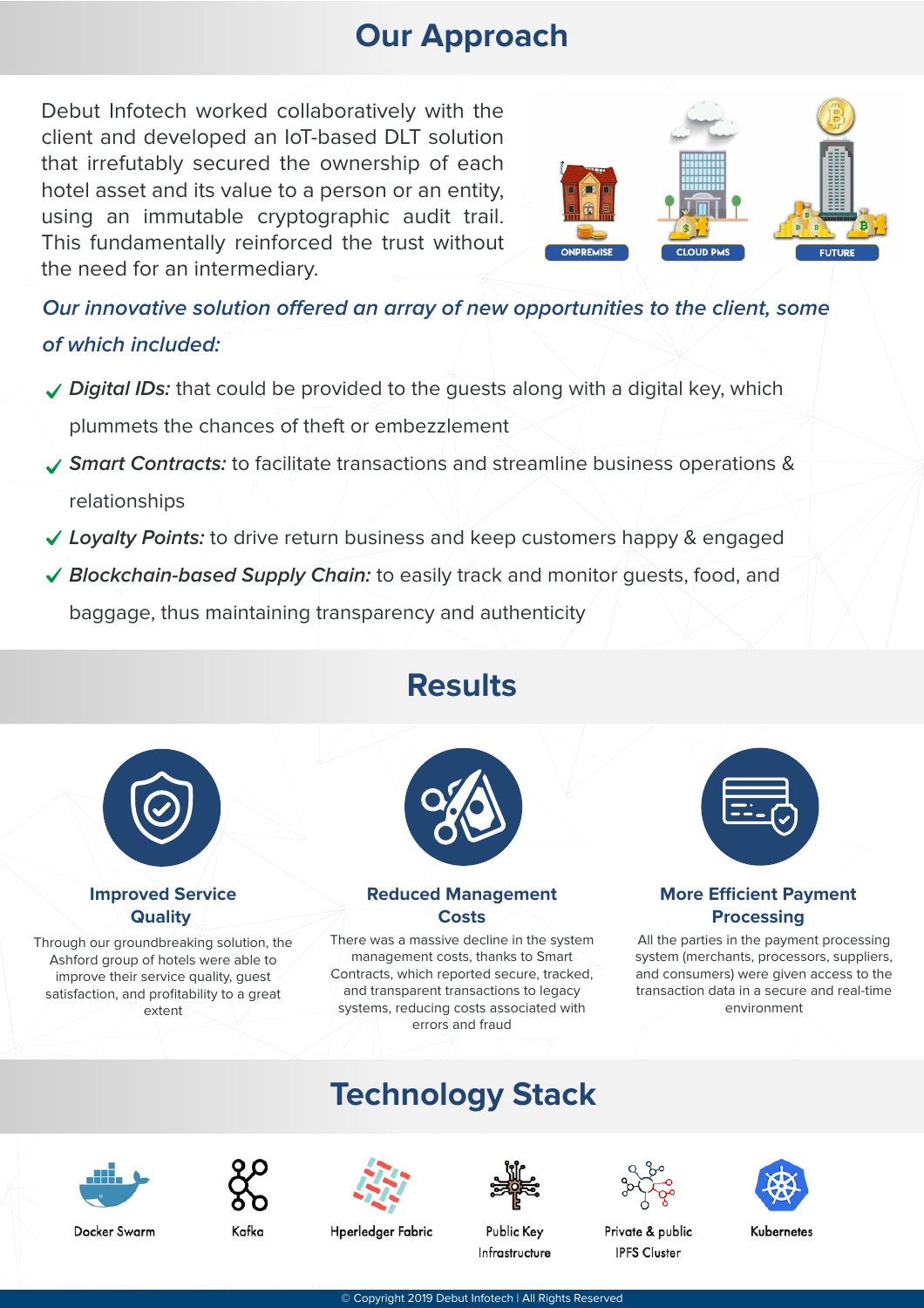# Our Approach

Debut Infotech worked collaboratively with the client and developed an IoT-based DLT solution that irrefutably secured the ownership of each hotel asset and its value to a person or an entity, using an immutable cryptographic audit trail. This fundamentally reinforced the trust without the need for an intermediary.

ONPREMISE

CLOUD PMS

FUTURE

***Our innovative solution offered an array of new opportunities to the client, some of which included:***

- ***Digital IDs:*** that could be provided to the guests along with a digital key, which plummets the chances of theft or embezzlement
- ***Smart Contracts:*** to facilitate transactions and streamline business operations & relationships
- ***Loyalty Points:*** to drive return business and keep customers happy & engaged
- ***Blockchain-based Supply Chain:*** to easily track and monitor guests, food, and baggage, thus maintaining transparency and authenticity

# Results

### Improved Service Quality

Through our groundbreaking solution, the Ashford group of hotels were able to improve their service quality, guest satisfaction, and profitability to a great extent

### Reduced Management Costs

There was a massive decline in the system management costs, thanks to Smart Contracts, which reported secure, tracked, and transparent transactions to legacy systems, reducing costs associated with errors and fraud

### More Efficient Payment Processing

All the parties in the payment processing system (merchants, processors, suppliers, and consumers) were given access to the transaction data in a secure and real-time environment

# Technology Stack

- Docker Swarm
- Kafka
- Hperledger Fabric
- Public Key Infrastructure
- Private & public IPFS Cluster
- Kubernetes

© Copyright 2019 Debut Infotech | All Rights Reserved